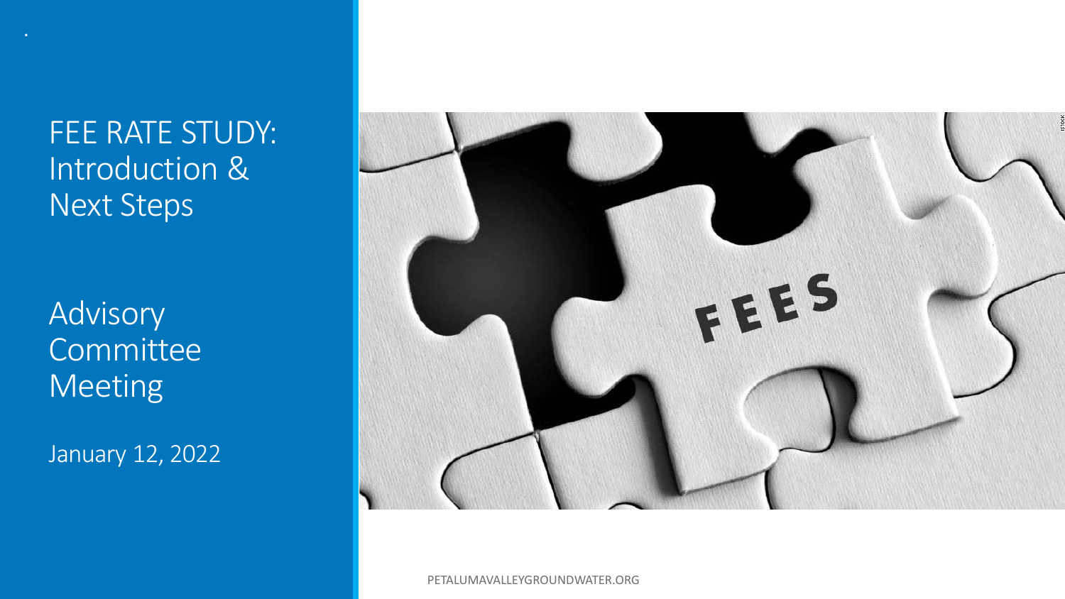# FEE RATE STUDY: Introduction & Next Steps

## Advisory Committee Meeting

January 12, 2022

PETALUMAVALLEYGROUNDWATER.ORG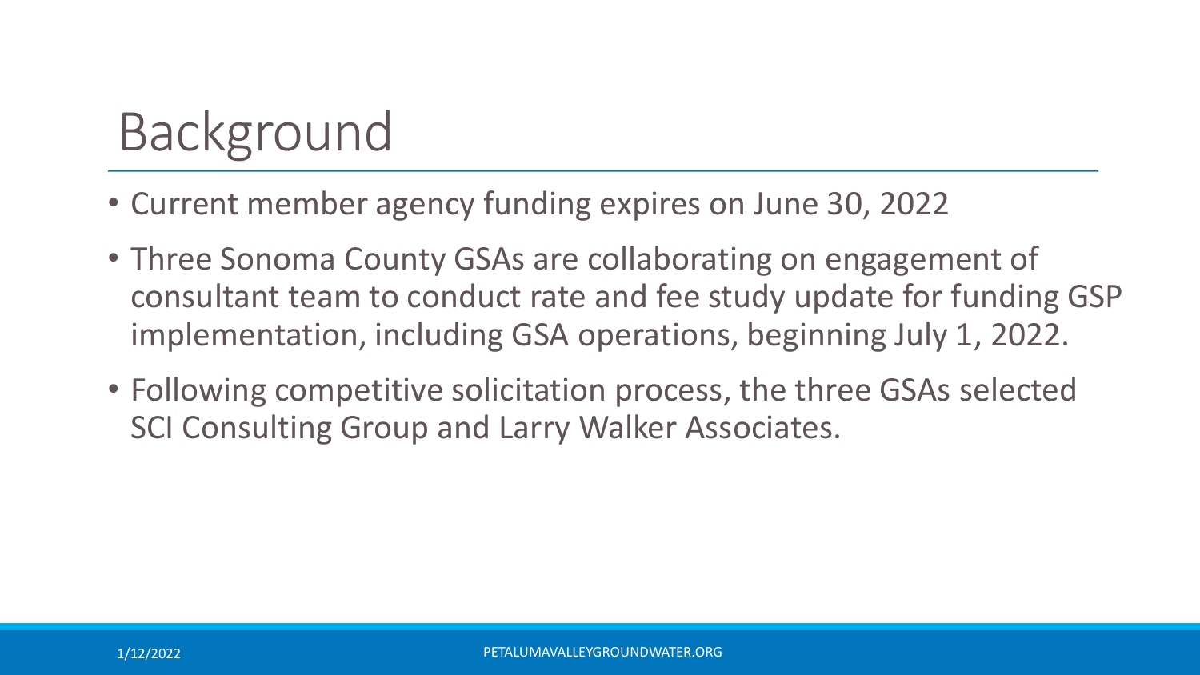# Background

- Current member agency funding expires on June 30, 2022
- Three Sonoma County GSAs are collaborating on engagement of consultant team to conduct rate and fee study update for funding GSP implementation, including GSA operations, beginning July 1, 2022.
- Following competitive solicitation process, the three GSAs selected SCI Consulting Group and Larry Walker Associates.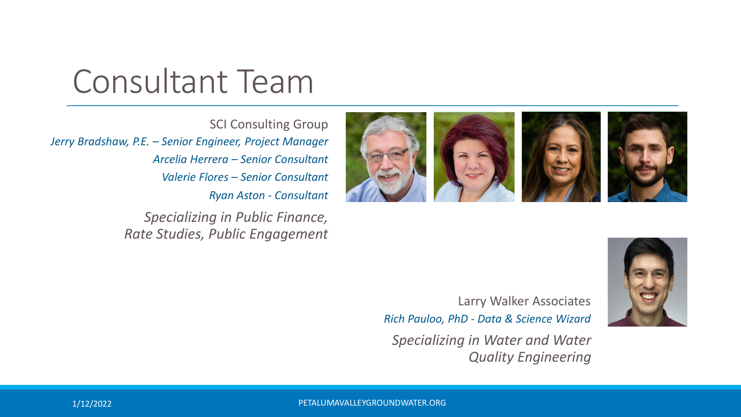# Consultant Team

SCI Consulting Group

*Jerry Bradshaw, P.E. – Senior Engineer, Project Manager*

*Arcelia Herrera – Senior Consultant*

*Valerie Flores – Senior Consultant*

*Ryan Aston - Consultant*

*Specializing in Public Finance, Rate Studies, Public Engagement*

Larry Walker Associates

*Rich Pauloo, PhD - Data & Science Wizard*

*Specializing in Water and Water Quality Engineering*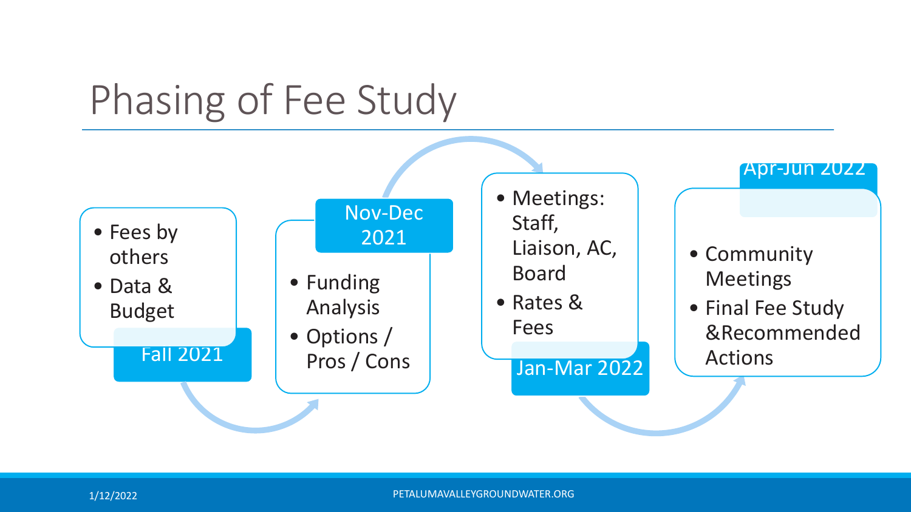# Phasing of Fee Study

**Fall 2021**
- Fees by others
- Data & Budget

**Nov-Dec 2021**
- Funding Analysis
- Options / Pros / Cons

**Jan-Mar 2022**
- Meetings: Staff, Liaison, AC, Board
- Rates & Fees

**Apr-Jun 2022**
- Community Meetings
- Final Fee Study &Recommended Actions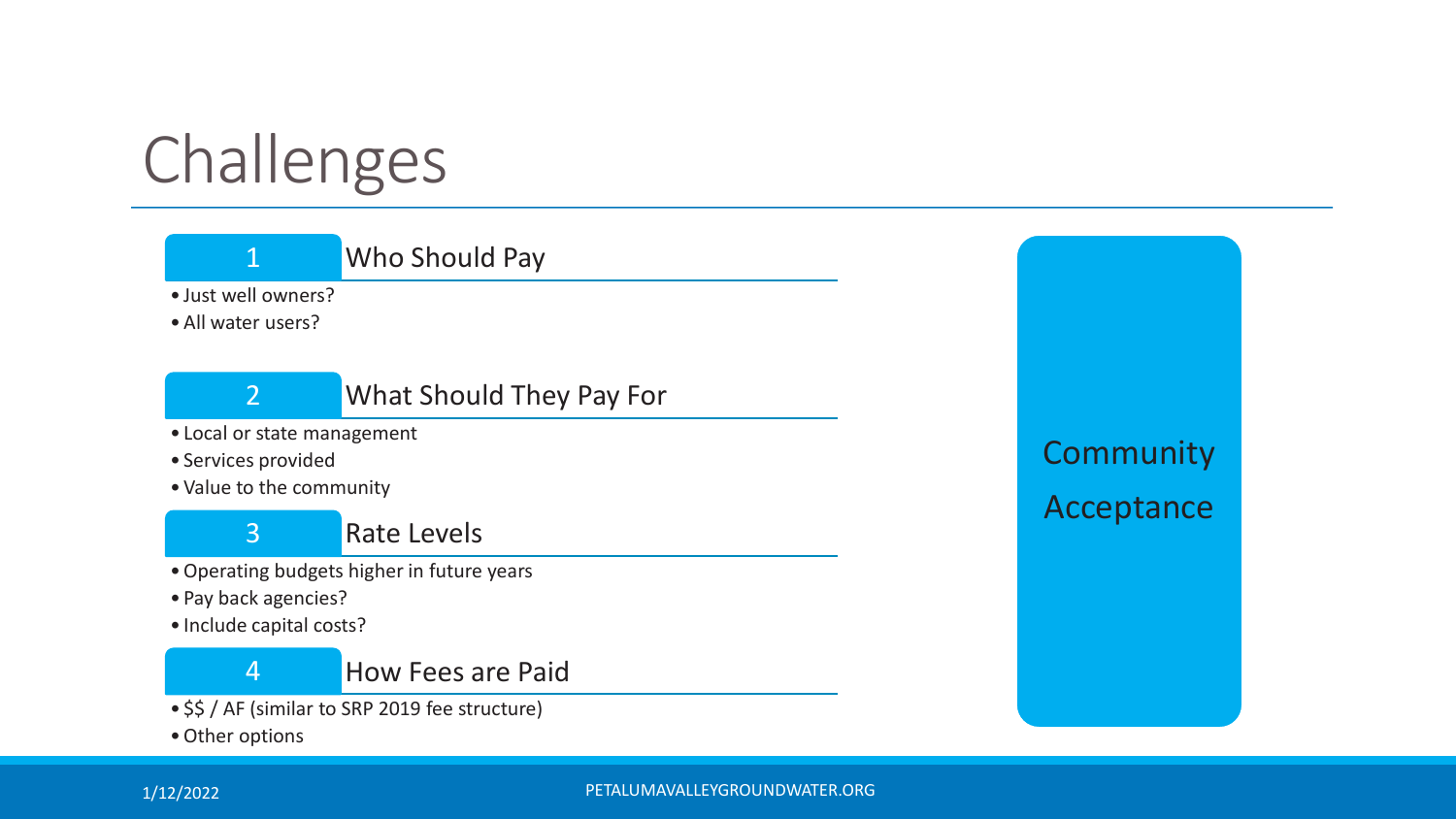# Challenges

## 1 Who Should Pay

- Just well owners?
- All water users?

## 2 What Should They Pay For

- Local or state management
- Services provided
- Value to the community

## 3 Rate Levels

- Operating budgets higher in future years
- Pay back agencies?
- Include capital costs?

## 4 How Fees are Paid

- $$ / AF (similar to SRP 2019 fee structure)
- Other options

Community Acceptance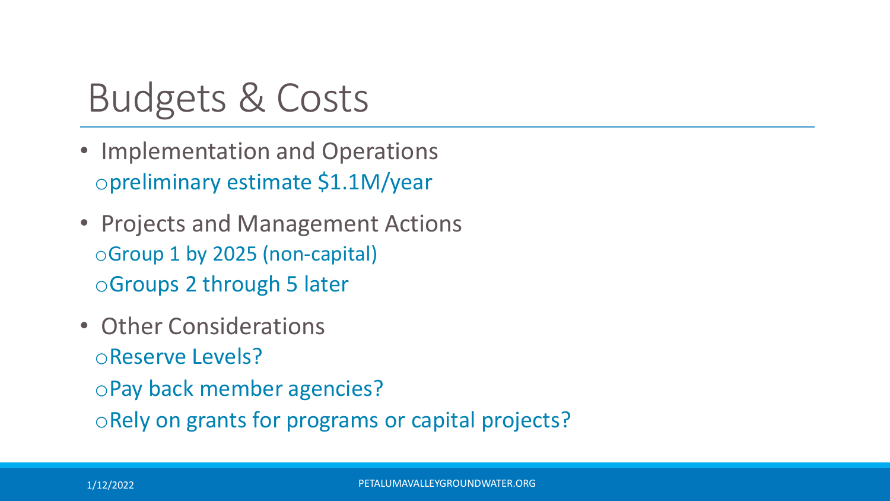# Budgets & Costs

- Implementation and Operations
  - preliminary estimate $1.1M/year
- Projects and Management Actions
  - Group 1 by 2025 (non-capital)
  - Groups 2 through 5 later
- Other Considerations
  - Reserve Levels?
  - Pay back member agencies?
  - Rely on grants for programs or capital projects?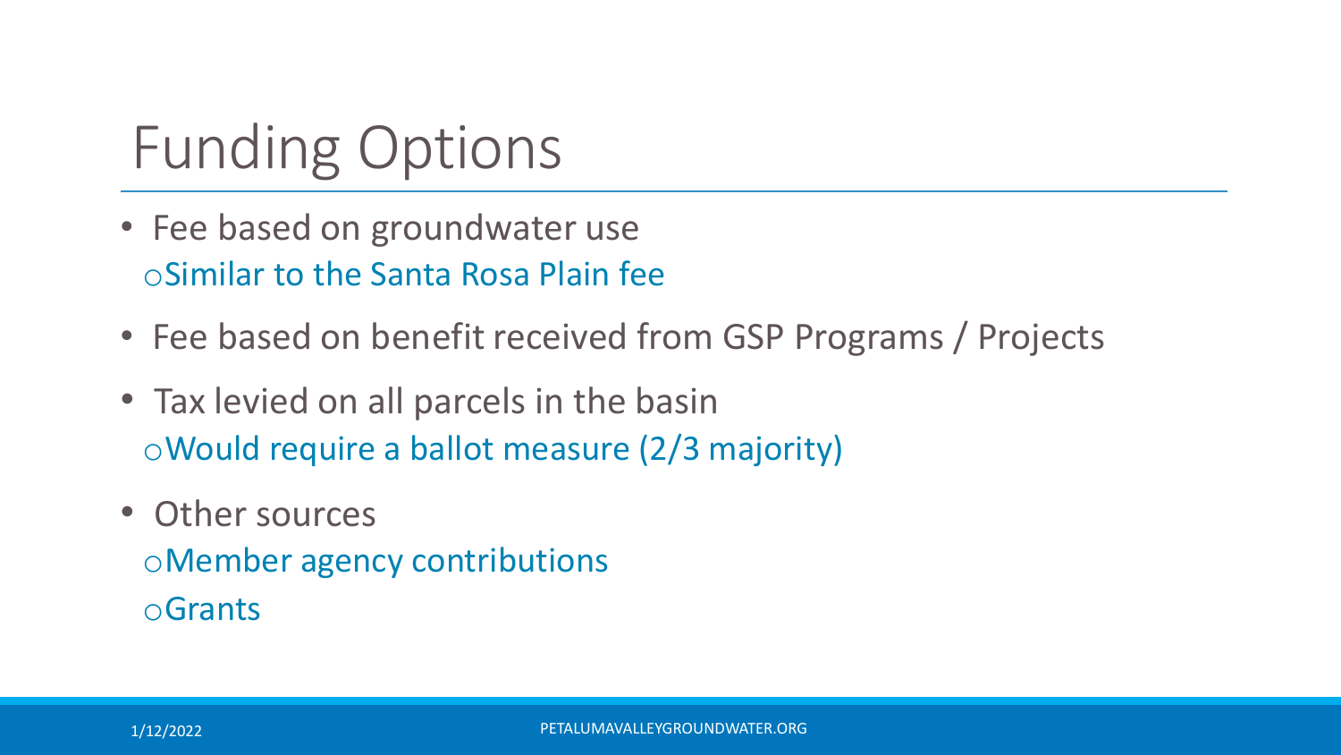# Funding Options

- Fee based on groundwater use
  - Similar to the Santa Rosa Plain fee
- Fee based on benefit received from GSP Programs / Projects
- Tax levied on all parcels in the basin
  - Would require a ballot measure (2/3 majority)
- Other sources
  - Member agency contributions
  - Grants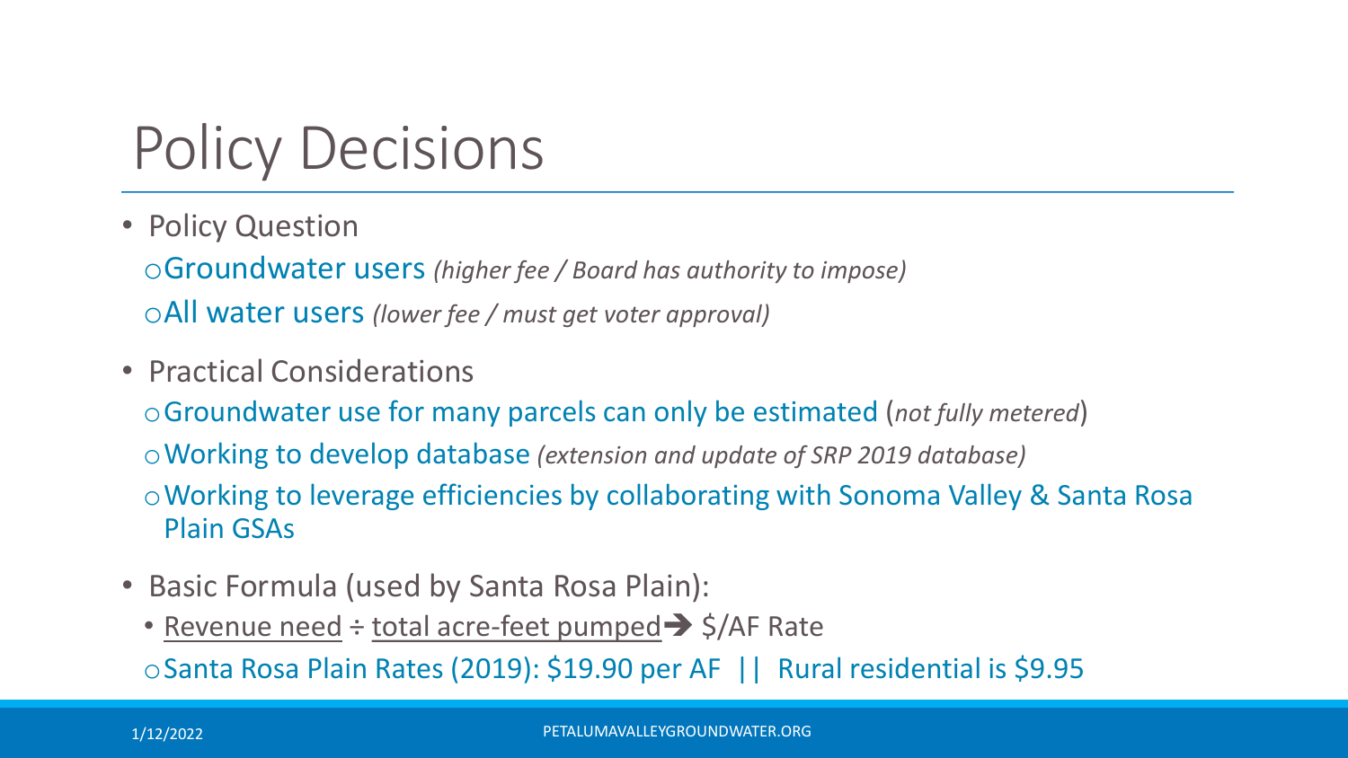# Policy Decisions

- Policy Question
  - Groundwater users *(higher fee / Board has authority to impose)*
  - All water users *(lower fee / must get voter approval)*
- Practical Considerations
  - Groundwater use for many parcels can only be estimated (*not fully metered*)
  - Working to develop database *(extension and update of SRP 2019 database)*
  - Working to leverage efficiencies by collaborating with Sonoma Valley & Santa Rosa Plain GSAs
- Basic Formula (used by Santa Rosa Plain):
  - <u>Revenue need</u> ÷ <u>total acre-feet pumped</u> ➔ \$/AF Rate
  - Santa Rosa Plain Rates (2019): \$19.90 per AF || Rural residential is \$9.95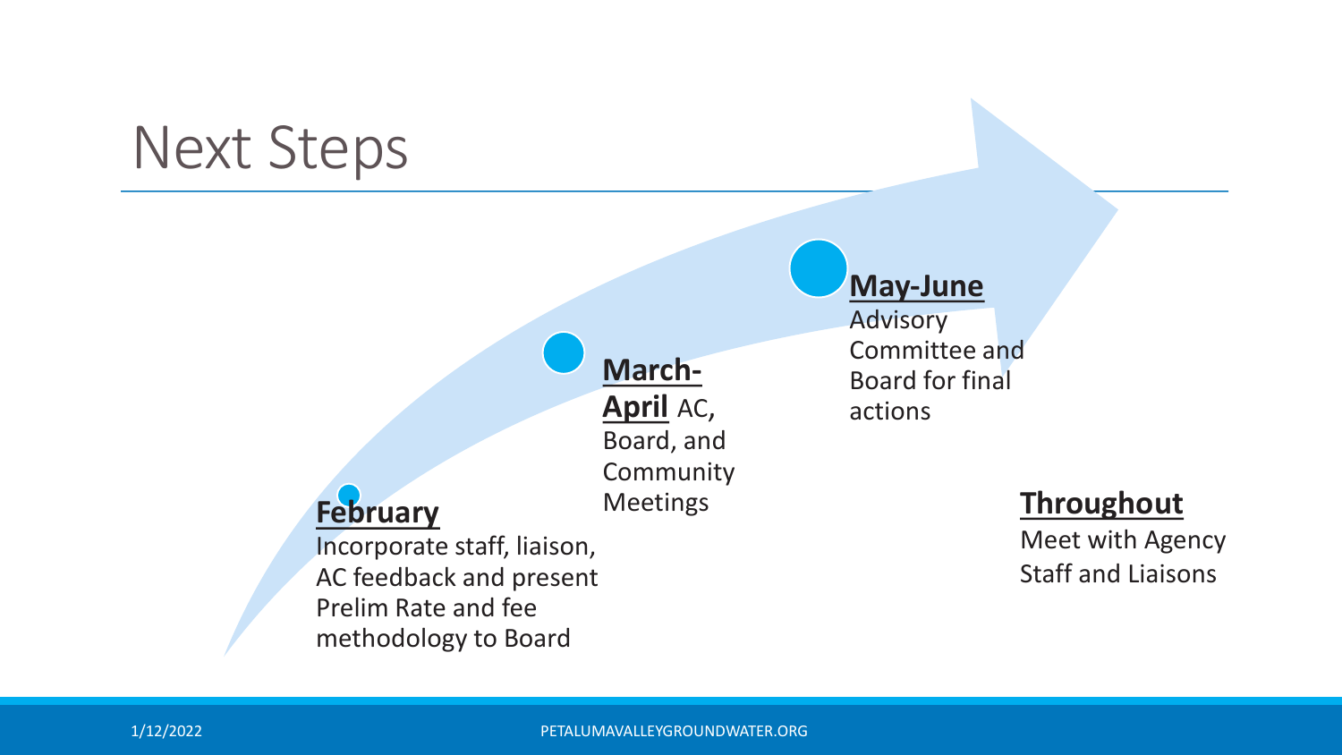# Next Steps

**February**
Incorporate staff, liaison, AC feedback and present Prelim Rate and fee methodology to Board

**March-April** AC, Board, and Community Meetings

**May-June**
Advisory Committee and Board for final actions

**Throughout**
Meet with Agency Staff and Liaisons